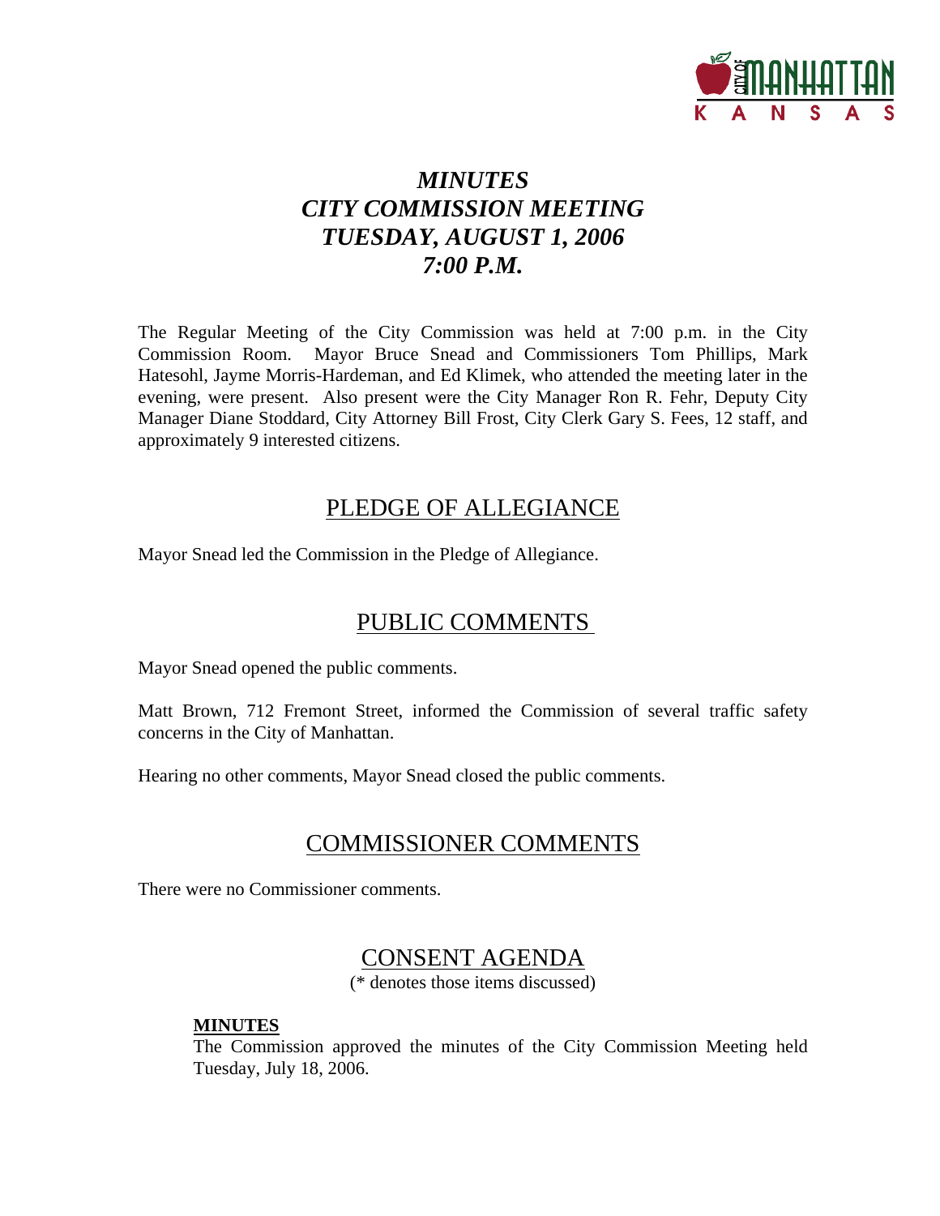# *MINUTES*
# *CITY COMMISSION MEETING*
# *TUESDAY, AUGUST 1, 2006*
# *7:00 P.M.*

The Regular Meeting of the City Commission was held at 7:00 p.m. in the City Commission Room. Mayor Bruce Snead and Commissioners Tom Phillips, Mark Hatesohl, Jayme Morris-Hardeman, and Ed Klimek, who attended the meeting later in the evening, were present. Also present were the City Manager Ron R. Fehr, Deputy City Manager Diane Stoddard, City Attorney Bill Frost, City Clerk Gary S. Fees, 12 staff, and approximately 9 interested citizens.

## PLEDGE OF ALLEGIANCE

Mayor Snead led the Commission in the Pledge of Allegiance.

## PUBLIC COMMENTS

Mayor Snead opened the public comments.

Matt Brown, 712 Fremont Street, informed the Commission of several traffic safety concerns in the City of Manhattan.

Hearing no other comments, Mayor Snead closed the public comments.

## COMMISSIONER COMMENTS

There were no Commissioner comments.

## CONSENT AGENDA

(* denotes those items discussed)

**MINUTES**

The Commission approved the minutes of the City Commission Meeting held Tuesday, July 18, 2006.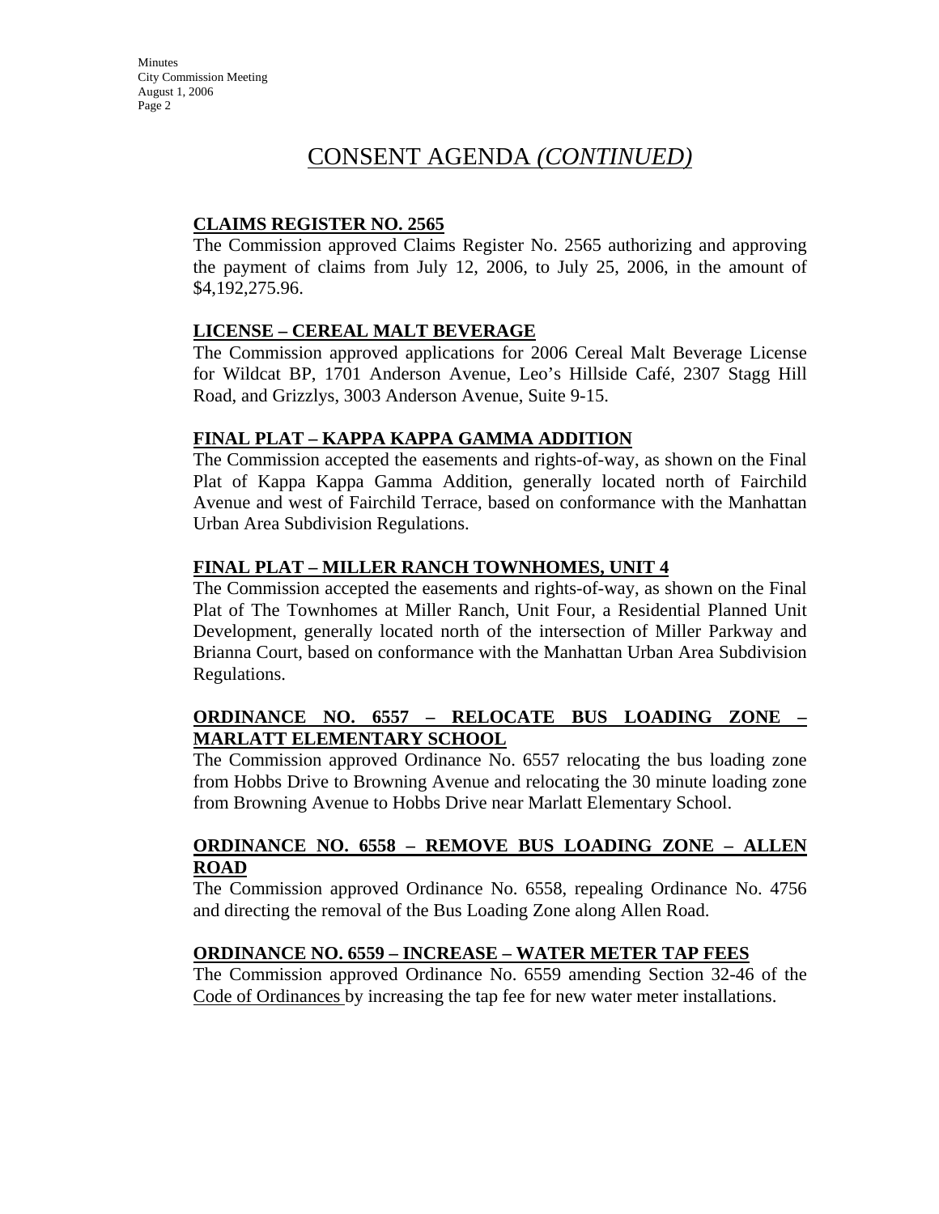# CONSENT AGENDA *(CONTINUED)*

**CLAIMS REGISTER NO. 2565**

The Commission approved Claims Register No. 2565 authorizing and approving the payment of claims from July 12, 2006, to July 25, 2006, in the amount of $4,192,275.96.

**LICENSE – CEREAL MALT BEVERAGE**

The Commission approved applications for 2006 Cereal Malt Beverage License for Wildcat BP, 1701 Anderson Avenue, Leo's Hillside Café, 2307 Stagg Hill Road, and Grizzlys, 3003 Anderson Avenue, Suite 9-15.

**FINAL PLAT – KAPPA KAPPA GAMMA ADDITION**

The Commission accepted the easements and rights-of-way, as shown on the Final Plat of Kappa Kappa Gamma Addition, generally located north of Fairchild Avenue and west of Fairchild Terrace, based on conformance with the Manhattan Urban Area Subdivision Regulations.

**FINAL PLAT – MILLER RANCH TOWNHOMES, UNIT 4**

The Commission accepted the easements and rights-of-way, as shown on the Final Plat of The Townhomes at Miller Ranch, Unit Four, a Residential Planned Unit Development, generally located north of the intersection of Miller Parkway and Brianna Court, based on conformance with the Manhattan Urban Area Subdivision Regulations.

**ORDINANCE NO. 6557 – RELOCATE BUS LOADING ZONE – MARLATT ELEMENTARY SCHOOL**

The Commission approved Ordinance No. 6557 relocating the bus loading zone from Hobbs Drive to Browning Avenue and relocating the 30 minute loading zone from Browning Avenue to Hobbs Drive near Marlatt Elementary School.

**ORDINANCE NO. 6558 – REMOVE BUS LOADING ZONE – ALLEN ROAD**

The Commission approved Ordinance No. 6558, repealing Ordinance No. 4756 and directing the removal of the Bus Loading Zone along Allen Road.

**ORDINANCE NO. 6559 – INCREASE – WATER METER TAP FEES**

The Commission approved Ordinance No. 6559 amending Section 32-46 of the Code of Ordinances by increasing the tap fee for new water meter installations.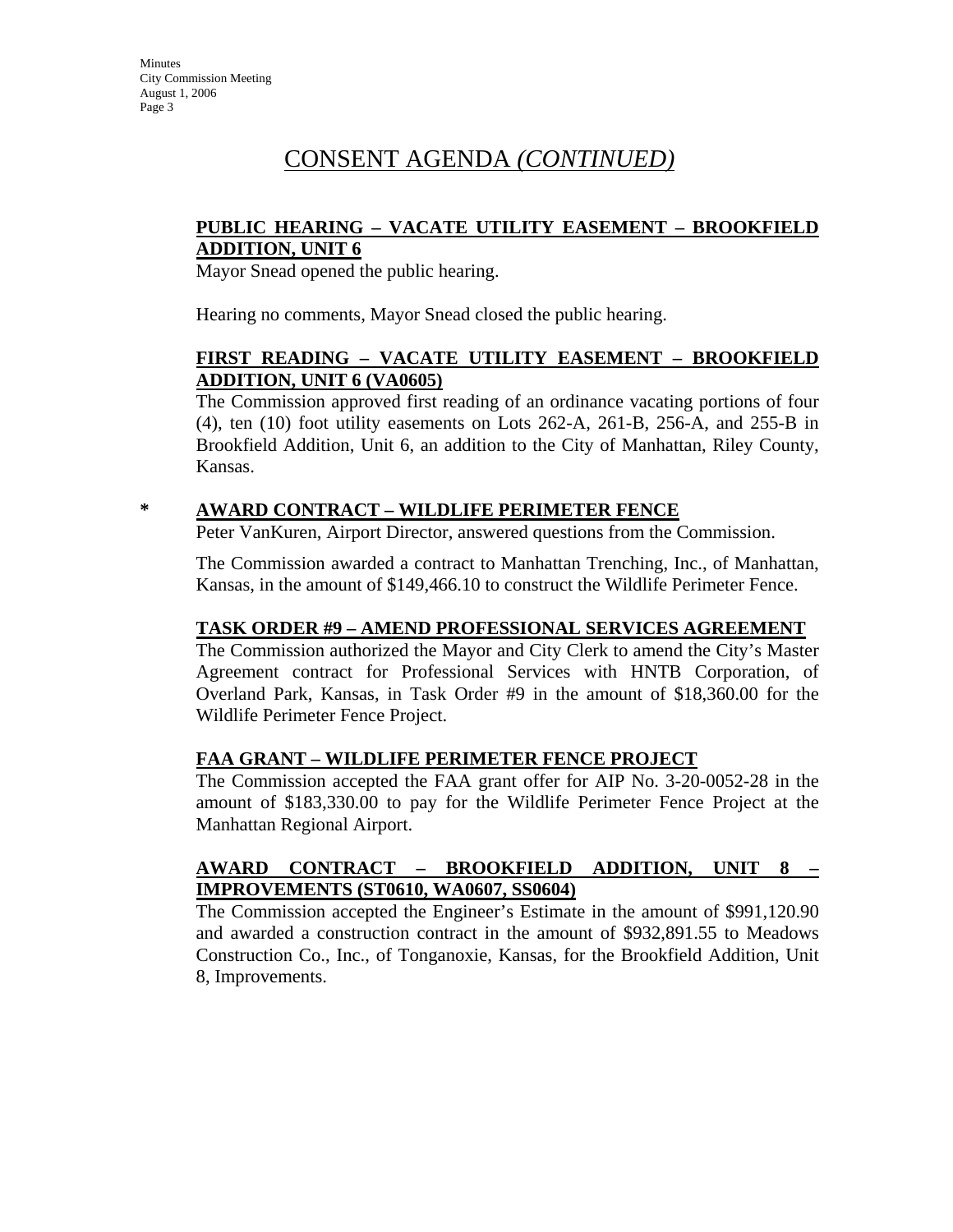# CONSENT AGENDA *(CONTINUED)*

**PUBLIC HEARING – VACATE UTILITY EASEMENT – BROOKFIELD ADDITION, UNIT 6**

Mayor Snead opened the public hearing.

Hearing no comments, Mayor Snead closed the public hearing.

**FIRST READING – VACATE UTILITY EASEMENT – BROOKFIELD ADDITION, UNIT 6 (VA0605)**

The Commission approved first reading of an ordinance vacating portions of four (4), ten (10) foot utility easements on Lots 262-A, 261-B, 256-A, and 255-B in Brookfield Addition, Unit 6, an addition to the City of Manhattan, Riley County, Kansas.

\* **AWARD CONTRACT – WILDLIFE PERIMETER FENCE**

Peter VanKuren, Airport Director, answered questions from the Commission.

The Commission awarded a contract to Manhattan Trenching, Inc., of Manhattan, Kansas, in the amount of $149,466.10 to construct the Wildlife Perimeter Fence.

**TASK ORDER #9 – AMEND PROFESSIONAL SERVICES AGREEMENT**

The Commission authorized the Mayor and City Clerk to amend the City's Master Agreement contract for Professional Services with HNTB Corporation, of Overland Park, Kansas, in Task Order #9 in the amount of $18,360.00 for the Wildlife Perimeter Fence Project.

**FAA GRANT – WILDLIFE PERIMETER FENCE PROJECT**

The Commission accepted the FAA grant offer for AIP No. 3-20-0052-28 in the amount of $183,330.00 to pay for the Wildlife Perimeter Fence Project at the Manhattan Regional Airport.

**AWARD CONTRACT – BROOKFIELD ADDITION, UNIT 8 – IMPROVEMENTS (ST0610, WA0607, SS0604)**

The Commission accepted the Engineer's Estimate in the amount of $991,120.90 and awarded a construction contract in the amount of $932,891.55 to Meadows Construction Co., Inc., of Tonganoxie, Kansas, for the Brookfield Addition, Unit 8, Improvements.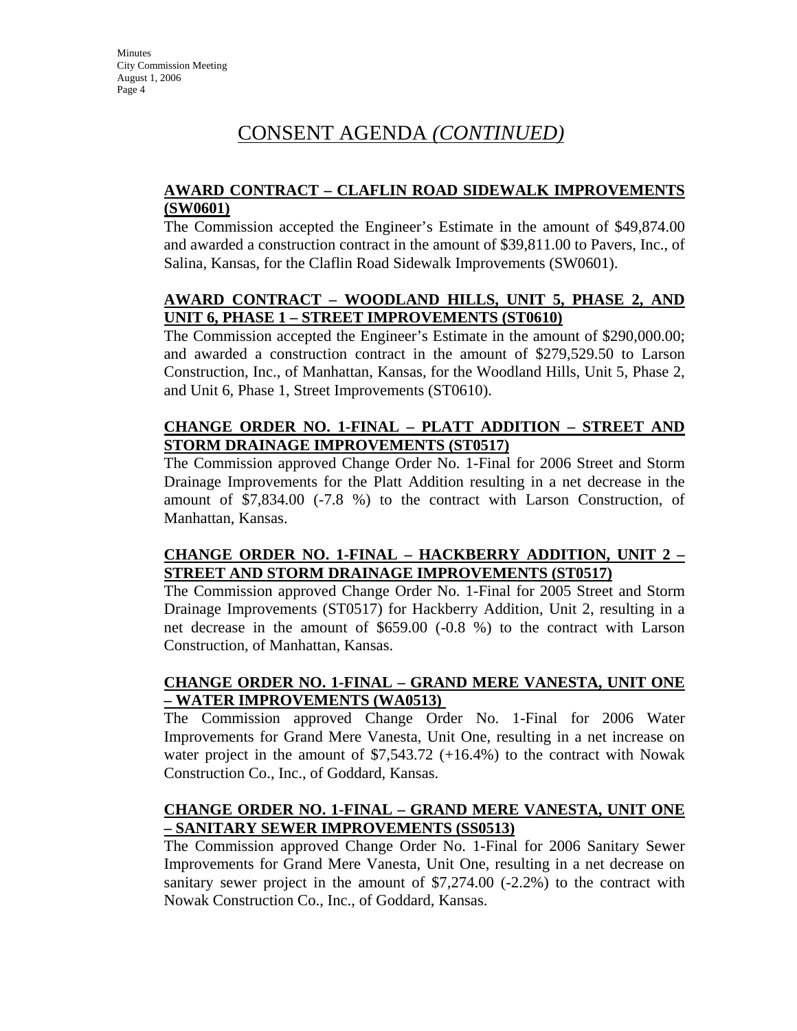# CONSENT AGENDA *(CONTINUED)*

## AWARD CONTRACT – CLAFLIN ROAD SIDEWALK IMPROVEMENTS (SW0601)

The Commission accepted the Engineer's Estimate in the amount of $49,874.00 and awarded a construction contract in the amount of $39,811.00 to Pavers, Inc., of Salina, Kansas, for the Claflin Road Sidewalk Improvements (SW0601).

## AWARD CONTRACT – WOODLAND HILLS, UNIT 5, PHASE 2, AND UNIT 6, PHASE 1 – STREET IMPROVEMENTS (ST0610)

The Commission accepted the Engineer's Estimate in the amount of $290,000.00; and awarded a construction contract in the amount of $279,529.50 to Larson Construction, Inc., of Manhattan, Kansas, for the Woodland Hills, Unit 5, Phase 2, and Unit 6, Phase 1, Street Improvements (ST0610).

## CHANGE ORDER NO. 1-FINAL – PLATT ADDITION – STREET AND STORM DRAINAGE IMPROVEMENTS (ST0517)

The Commission approved Change Order No. 1-Final for 2006 Street and Storm Drainage Improvements for the Platt Addition resulting in a net decrease in the amount of $7,834.00 (-7.8 %) to the contract with Larson Construction, of Manhattan, Kansas.

## CHANGE ORDER NO. 1-FINAL – HACKBERRY ADDITION, UNIT 2 – STREET AND STORM DRAINAGE IMPROVEMENTS (ST0517)

The Commission approved Change Order No. 1-Final for 2005 Street and Storm Drainage Improvements (ST0517) for Hackberry Addition, Unit 2, resulting in a net decrease in the amount of $659.00 (-0.8 %) to the contract with Larson Construction, of Manhattan, Kansas.

## CHANGE ORDER NO. 1-FINAL – GRAND MERE VANESTA, UNIT ONE – WATER IMPROVEMENTS (WA0513)

The Commission approved Change Order No. 1-Final for 2006 Water Improvements for Grand Mere Vanesta, Unit One, resulting in a net increase on water project in the amount of $7,543.72 (+16.4%) to the contract with Nowak Construction Co., Inc., of Goddard, Kansas.

## CHANGE ORDER NO. 1-FINAL – GRAND MERE VANESTA, UNIT ONE – SANITARY SEWER IMPROVEMENTS (SS0513)

The Commission approved Change Order No. 1-Final for 2006 Sanitary Sewer Improvements for Grand Mere Vanesta, Unit One, resulting in a net decrease on sanitary sewer project in the amount of $7,274.00 (-2.2%) to the contract with Nowak Construction Co., Inc., of Goddard, Kansas.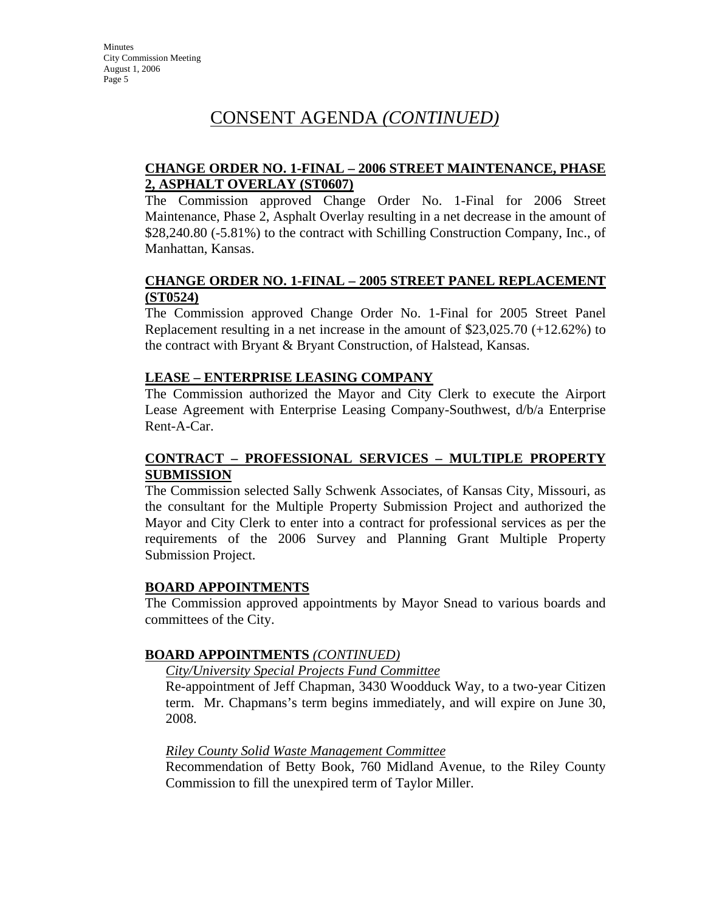# CONSENT AGENDA *(CONTINUED)*

**CHANGE ORDER NO. 1-FINAL – 2006 STREET MAINTENANCE, PHASE 2, ASPHALT OVERLAY (ST0607)**

The Commission approved Change Order No. 1-Final for 2006 Street Maintenance, Phase 2, Asphalt Overlay resulting in a net decrease in the amount of $28,240.80 (-5.81%) to the contract with Schilling Construction Company, Inc., of Manhattan, Kansas.

**CHANGE ORDER NO. 1-FINAL – 2005 STREET PANEL REPLACEMENT (ST0524)**

The Commission approved Change Order No. 1-Final for 2005 Street Panel Replacement resulting in a net increase in the amount of $23,025.70 (+12.62%) to the contract with Bryant & Bryant Construction, of Halstead, Kansas.

**LEASE – ENTERPRISE LEASING COMPANY**

The Commission authorized the Mayor and City Clerk to execute the Airport Lease Agreement with Enterprise Leasing Company-Southwest, d/b/a Enterprise Rent-A-Car.

**CONTRACT – PROFESSIONAL SERVICES – MULTIPLE PROPERTY SUBMISSION**

The Commission selected Sally Schwenk Associates, of Kansas City, Missouri, as the consultant for the Multiple Property Submission Project and authorized the Mayor and City Clerk to enter into a contract for professional services as per the requirements of the 2006 Survey and Planning Grant Multiple Property Submission Project.

**BOARD APPOINTMENTS**

The Commission approved appointments by Mayor Snead to various boards and committees of the City.

**BOARD APPOINTMENTS** *(CONTINUED)*

*City/University Special Projects Fund Committee*

Re-appointment of Jeff Chapman, 3430 Woodduck Way, to a two-year Citizen term. Mr. Chapmans's term begins immediately, and will expire on June 30, 2008.

*Riley County Solid Waste Management Committee*

Recommendation of Betty Book, 760 Midland Avenue, to the Riley County Commission to fill the unexpired term of Taylor Miller.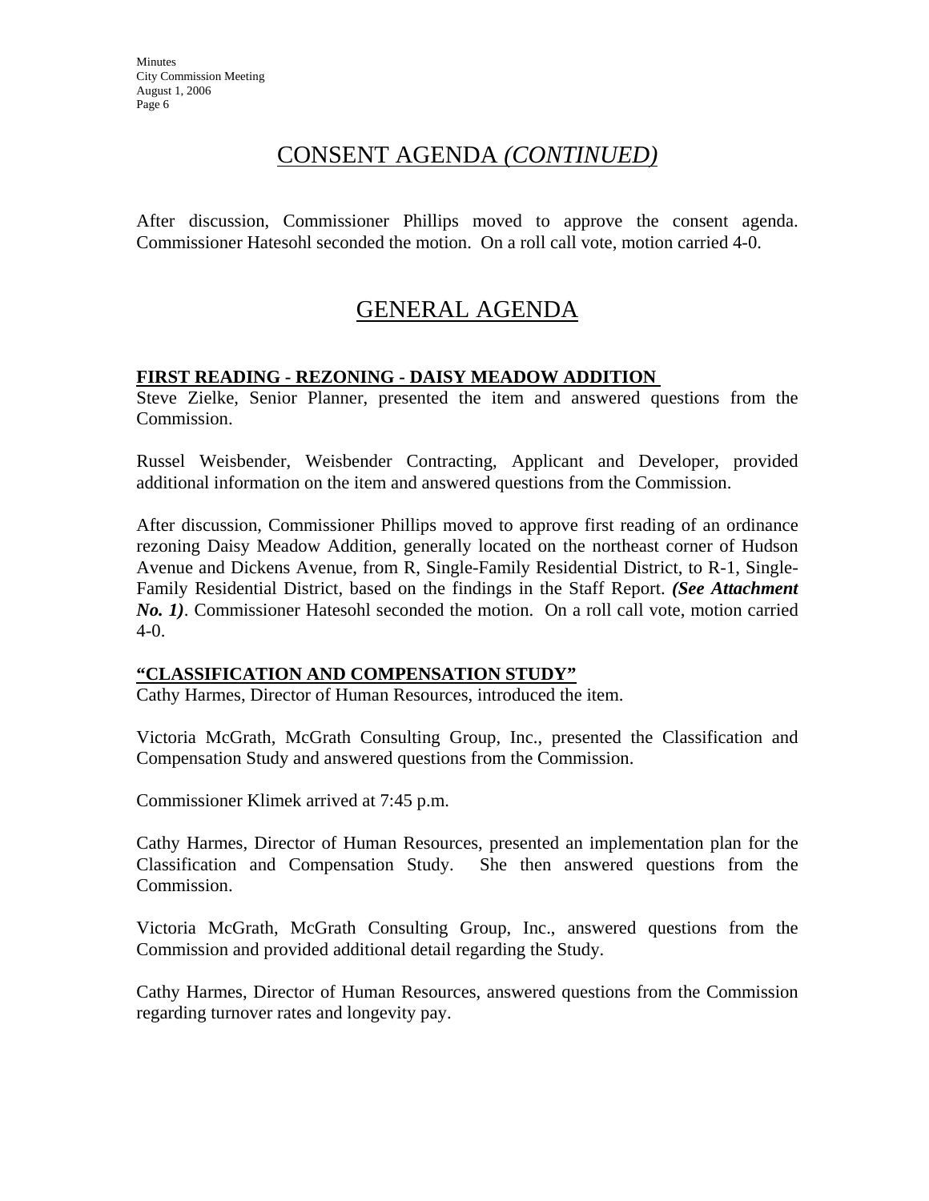## CONSENT AGENDA *(CONTINUED)*

After discussion, Commissioner Phillips moved to approve the consent agenda. Commissioner Hatesohl seconded the motion. On a roll call vote, motion carried 4-0.

## GENERAL AGENDA

**FIRST READING - REZONING - DAISY MEADOW ADDITION**

Steve Zielke, Senior Planner, presented the item and answered questions from the Commission.

Russel Weisbender, Weisbender Contracting, Applicant and Developer, provided additional information on the item and answered questions from the Commission.

After discussion, Commissioner Phillips moved to approve first reading of an ordinance rezoning Daisy Meadow Addition, generally located on the northeast corner of Hudson Avenue and Dickens Avenue, from R, Single-Family Residential District, to R-1, Single-Family Residential District, based on the findings in the Staff Report. ***(See Attachment No. 1)***. Commissioner Hatesohl seconded the motion. On a roll call vote, motion carried 4-0.

**"CLASSIFICATION AND COMPENSATION STUDY"**

Cathy Harmes, Director of Human Resources, introduced the item.

Victoria McGrath, McGrath Consulting Group, Inc., presented the Classification and Compensation Study and answered questions from the Commission.

Commissioner Klimek arrived at 7:45 p.m.

Cathy Harmes, Director of Human Resources, presented an implementation plan for the Classification and Compensation Study. She then answered questions from the Commission.

Victoria McGrath, McGrath Consulting Group, Inc., answered questions from the Commission and provided additional detail regarding the Study.

Cathy Harmes, Director of Human Resources, answered questions from the Commission regarding turnover rates and longevity pay.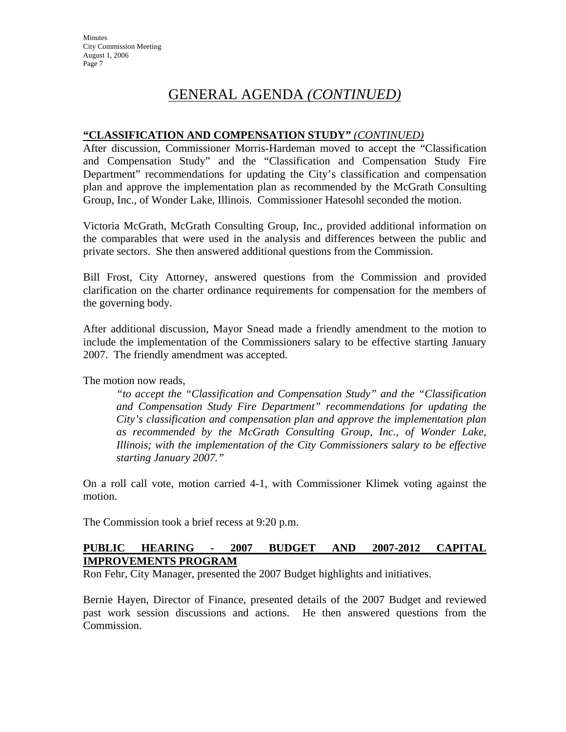# GENERAL AGENDA *(CONTINUED)*

**"CLASSIFICATION AND COMPENSATION STUDY"** ***(CONTINUED)***

After discussion, Commissioner Morris-Hardeman moved to accept the "Classification and Compensation Study" and the "Classification and Compensation Study Fire Department" recommendations for updating the City's classification and compensation plan and approve the implementation plan as recommended by the McGrath Consulting Group, Inc., of Wonder Lake, Illinois. Commissioner Hatesohl seconded the motion.

Victoria McGrath, McGrath Consulting Group, Inc., provided additional information on the comparables that were used in the analysis and differences between the public and private sectors. She then answered additional questions from the Commission.

Bill Frost, City Attorney, answered questions from the Commission and provided clarification on the charter ordinance requirements for compensation for the members of the governing body.

After additional discussion, Mayor Snead made a friendly amendment to the motion to include the implementation of the Commissioners salary to be effective starting January 2007. The friendly amendment was accepted.

The motion now reads,

> *"to accept the "Classification and Compensation Study" and the "Classification and Compensation Study Fire Department" recommendations for updating the City's classification and compensation plan and approve the implementation plan as recommended by the McGrath Consulting Group, Inc., of Wonder Lake, Illinois; with the implementation of the City Commissioners salary to be effective starting January 2007."*

On a roll call vote, motion carried 4-1, with Commissioner Klimek voting against the motion.

The Commission took a brief recess at 9:20 p.m.

**PUBLIC HEARING - 2007 BUDGET AND 2007-2012 CAPITAL IMPROVEMENTS PROGRAM**

Ron Fehr, City Manager, presented the 2007 Budget highlights and initiatives.

Bernie Hayen, Director of Finance, presented details of the 2007 Budget and reviewed past work session discussions and actions. He then answered questions from the Commission.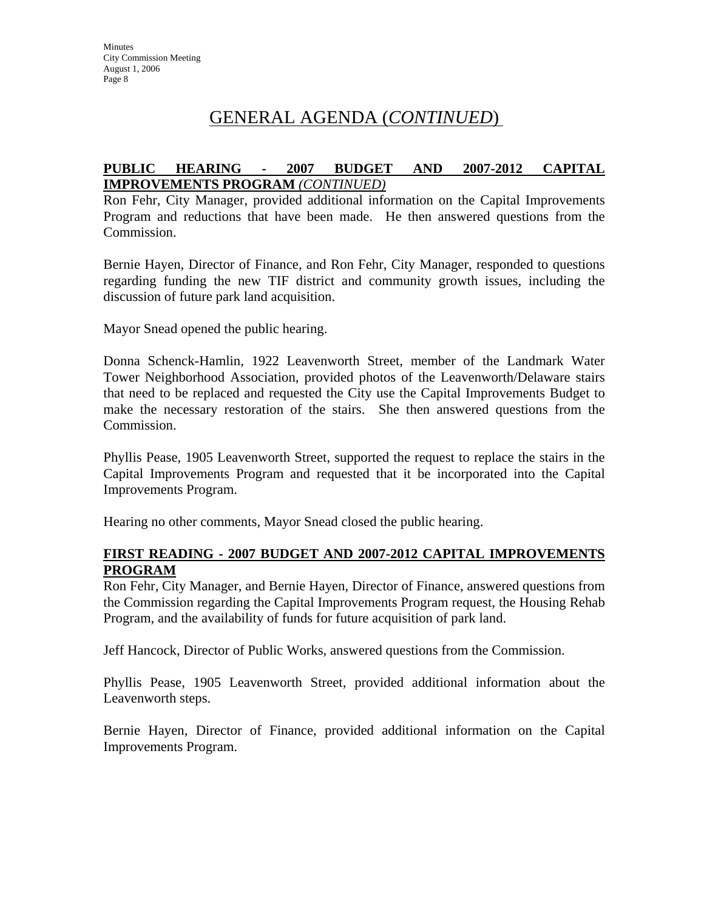# GENERAL AGENDA (*CONTINUED*)

**PUBLIC HEARING - 2007 BUDGET AND 2007-2012 CAPITAL IMPROVEMENTS PROGRAM** *(CONTINUED)*

Ron Fehr, City Manager, provided additional information on the Capital Improvements Program and reductions that have been made. He then answered questions from the Commission.

Bernie Hayen, Director of Finance, and Ron Fehr, City Manager, responded to questions regarding funding the new TIF district and community growth issues, including the discussion of future park land acquisition.

Mayor Snead opened the public hearing.

Donna Schenck-Hamlin, 1922 Leavenworth Street, member of the Landmark Water Tower Neighborhood Association, provided photos of the Leavenworth/Delaware stairs that need to be replaced and requested the City use the Capital Improvements Budget to make the necessary restoration of the stairs. She then answered questions from the Commission.

Phyllis Pease, 1905 Leavenworth Street, supported the request to replace the stairs in the Capital Improvements Program and requested that it be incorporated into the Capital Improvements Program.

Hearing no other comments, Mayor Snead closed the public hearing.

**FIRST READING - 2007 BUDGET AND 2007-2012 CAPITAL IMPROVEMENTS PROGRAM**

Ron Fehr, City Manager, and Bernie Hayen, Director of Finance, answered questions from the Commission regarding the Capital Improvements Program request, the Housing Rehab Program, and the availability of funds for future acquisition of park land.

Jeff Hancock, Director of Public Works, answered questions from the Commission.

Phyllis Pease, 1905 Leavenworth Street, provided additional information about the Leavenworth steps.

Bernie Hayen, Director of Finance, provided additional information on the Capital Improvements Program.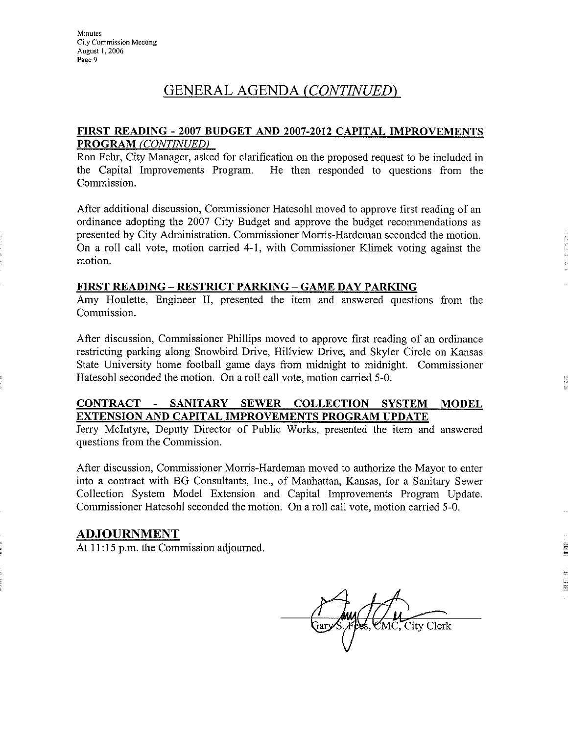## GENERAL AGENDA *(CONTINUED)*

**FIRST READING - 2007 BUDGET AND 2007-2012 CAPITAL IMPROVEMENTS PROGRAM *(CONTINUED)***

Ron Fehr, City Manager, asked for clarification on the proposed request to be included in the Capital Improvements Program. He then responded to questions from the Commission.

After additional discussion, Commissioner Hatesohl moved to approve first reading of an ordinance adopting the 2007 City Budget and approve the budget recommendations as presented by City Administration. Commissioner Morris-Hardeman seconded the motion. On a roll call vote, motion carried 4-1, with Commissioner Klimek voting against the motion.

**FIRST READING – RESTRICT PARKING – GAME DAY PARKING**

Amy Houlette, Engineer II, presented the item and answered questions from the Commission.

After discussion, Commissioner Phillips moved to approve first reading of an ordinance restricting parking along Snowbird Drive, Hillview Drive, and Skyler Circle on Kansas State University home football game days from midnight to midnight. Commissioner Hatesohl seconded the motion. On a roll call vote, motion carried 5-0.

**CONTRACT - SANITARY SEWER COLLECTION SYSTEM MODEL EXTENSION AND CAPITAL IMPROVEMENTS PROGRAM UPDATE**

Jerry McIntyre, Deputy Director of Public Works, presented the item and answered questions from the Commission.

After discussion, Commissioner Morris-Hardeman moved to authorize the Mayor to enter into a contract with BG Consultants, Inc., of Manhattan, Kansas, for a Sanitary Sewer Collection System Model Extension and Capital Improvements Program Update. Commissioner Hatesohl seconded the motion. On a roll call vote, motion carried 5-0.

## ADJOURNMENT

At 11:15 p.m. the Commission adjourned.

Gary S. Fees, CMC, City Clerk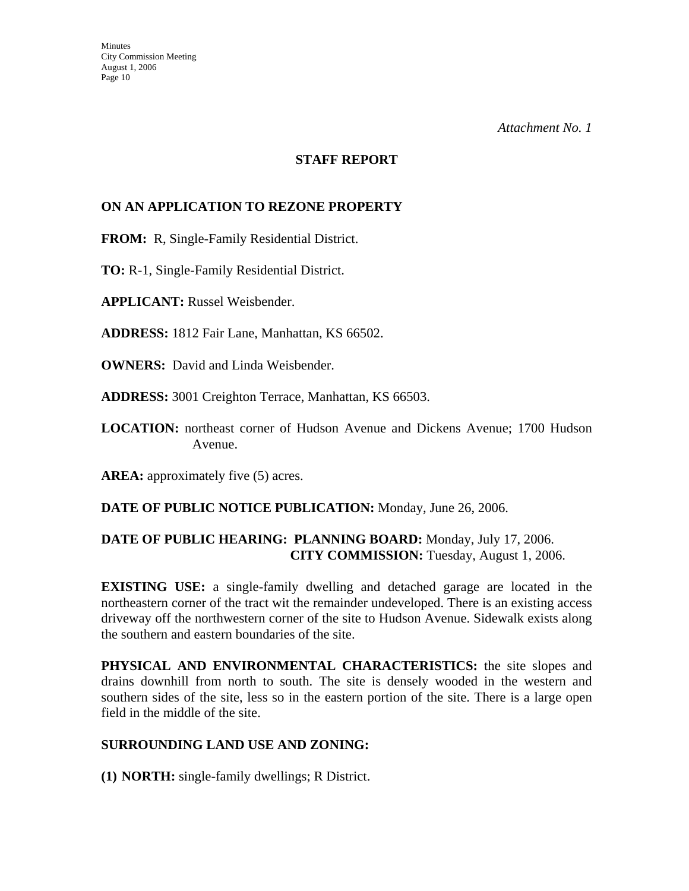*Attachment No. 1*

## STAFF REPORT

### ON AN APPLICATION TO REZONE PROPERTY

**FROM:** R, Single-Family Residential District.

**TO:** R-1, Single-Family Residential District.

**APPLICANT:** Russel Weisbender.

**ADDRESS:** 1812 Fair Lane, Manhattan, KS 66502.

**OWNERS:** David and Linda Weisbender.

**ADDRESS:** 3001 Creighton Terrace, Manhattan, KS 66503.

**LOCATION:** northeast corner of Hudson Avenue and Dickens Avenue; 1700 Hudson Avenue.

**AREA:** approximately five (5) acres.

**DATE OF PUBLIC NOTICE PUBLICATION:** Monday, June 26, 2006.

**DATE OF PUBLIC HEARING: PLANNING BOARD:** Monday, July 17, 2006.
**CITY COMMISSION:** Tuesday, August 1, 2006.

**EXISTING USE:** a single-family dwelling and detached garage are located in the northeastern corner of the tract wit the remainder undeveloped. There is an existing access driveway off the northwestern corner of the site to Hudson Avenue. Sidewalk exists along the southern and eastern boundaries of the site.

**PHYSICAL AND ENVIRONMENTAL CHARACTERISTICS:** the site slopes and drains downhill from north to south. The site is densely wooded in the western and southern sides of the site, less so in the eastern portion of the site. There is a large open field in the middle of the site.

**SURROUNDING LAND USE AND ZONING:**

**(1) NORTH:** single-family dwellings; R District.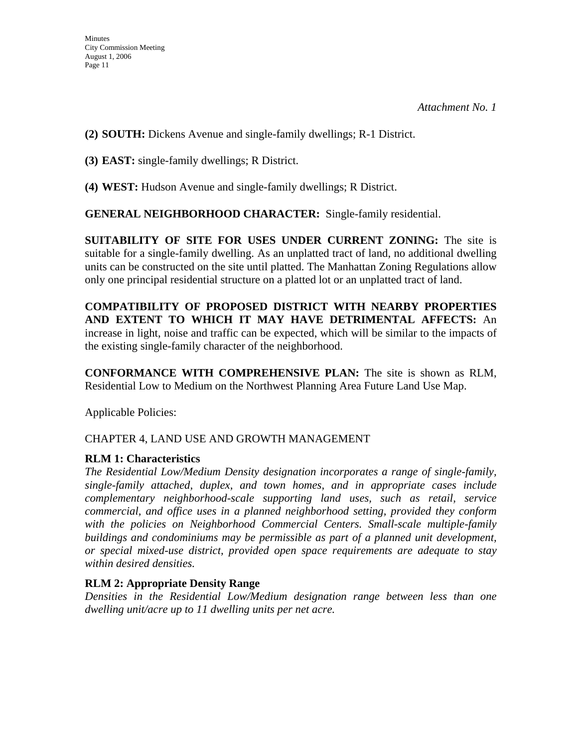*Attachment No. 1*

**(2) SOUTH:** Dickens Avenue and single-family dwellings; R-1 District.

**(3) EAST:** single-family dwellings; R District.

**(4) WEST:** Hudson Avenue and single-family dwellings; R District.

**GENERAL NEIGHBORHOOD CHARACTER:** Single-family residential.

**SUITABILITY OF SITE FOR USES UNDER CURRENT ZONING:** The site is suitable for a single-family dwelling. As an unplatted tract of land, no additional dwelling units can be constructed on the site until platted. The Manhattan Zoning Regulations allow only one principal residential structure on a platted lot or an unplatted tract of land.

**COMPATIBILITY OF PROPOSED DISTRICT WITH NEARBY PROPERTIES AND EXTENT TO WHICH IT MAY HAVE DETRIMENTAL AFFECTS:** An increase in light, noise and traffic can be expected, which will be similar to the impacts of the existing single-family character of the neighborhood.

**CONFORMANCE WITH COMPREHENSIVE PLAN:** The site is shown as RLM, Residential Low to Medium on the Northwest Planning Area Future Land Use Map.

Applicable Policies:

CHAPTER 4, LAND USE AND GROWTH MANAGEMENT

**RLM 1: Characteristics**

*The Residential Low/Medium Density designation incorporates a range of single-family, single-family attached, duplex, and town homes, and in appropriate cases include complementary neighborhood-scale supporting land uses, such as retail, service commercial, and office uses in a planned neighborhood setting, provided they conform with the policies on Neighborhood Commercial Centers. Small-scale multiple-family buildings and condominiums may be permissible as part of a planned unit development, or special mixed-use district, provided open space requirements are adequate to stay within desired densities.*

**RLM 2: Appropriate Density Range**

*Densities in the Residential Low/Medium designation range between less than one dwelling unit/acre up to 11 dwelling units per net acre.*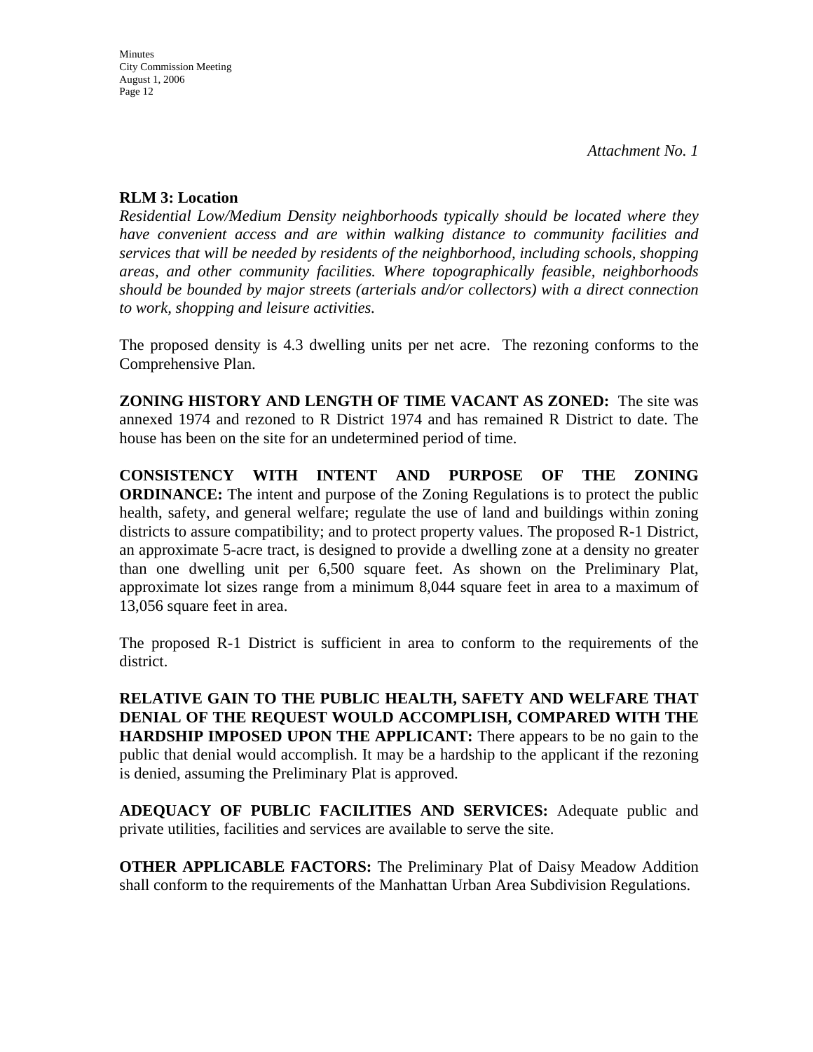*Attachment No. 1*

**RLM 3: Location**

*Residential Low/Medium Density neighborhoods typically should be located where they have convenient access and are within walking distance to community facilities and services that will be needed by residents of the neighborhood, including schools, shopping areas, and other community facilities. Where topographically feasible, neighborhoods should be bounded by major streets (arterials and/or collectors) with a direct connection to work, shopping and leisure activities.*

The proposed density is 4.3 dwelling units per net acre. The rezoning conforms to the Comprehensive Plan.

**ZONING HISTORY AND LENGTH OF TIME VACANT AS ZONED:** The site was annexed 1974 and rezoned to R District 1974 and has remained R District to date. The house has been on the site for an undetermined period of time.

**CONSISTENCY WITH INTENT AND PURPOSE OF THE ZONING ORDINANCE:** The intent and purpose of the Zoning Regulations is to protect the public health, safety, and general welfare; regulate the use of land and buildings within zoning districts to assure compatibility; and to protect property values. The proposed R-1 District, an approximate 5-acre tract, is designed to provide a dwelling zone at a density no greater than one dwelling unit per 6,500 square feet. As shown on the Preliminary Plat, approximate lot sizes range from a minimum 8,044 square feet in area to a maximum of 13,056 square feet in area.

The proposed R-1 District is sufficient in area to conform to the requirements of the district.

**RELATIVE GAIN TO THE PUBLIC HEALTH, SAFETY AND WELFARE THAT DENIAL OF THE REQUEST WOULD ACCOMPLISH, COMPARED WITH THE HARDSHIP IMPOSED UPON THE APPLICANT:** There appears to be no gain to the public that denial would accomplish. It may be a hardship to the applicant if the rezoning is denied, assuming the Preliminary Plat is approved.

**ADEQUACY OF PUBLIC FACILITIES AND SERVICES:** Adequate public and private utilities, facilities and services are available to serve the site.

**OTHER APPLICABLE FACTORS:** The Preliminary Plat of Daisy Meadow Addition shall conform to the requirements of the Manhattan Urban Area Subdivision Regulations.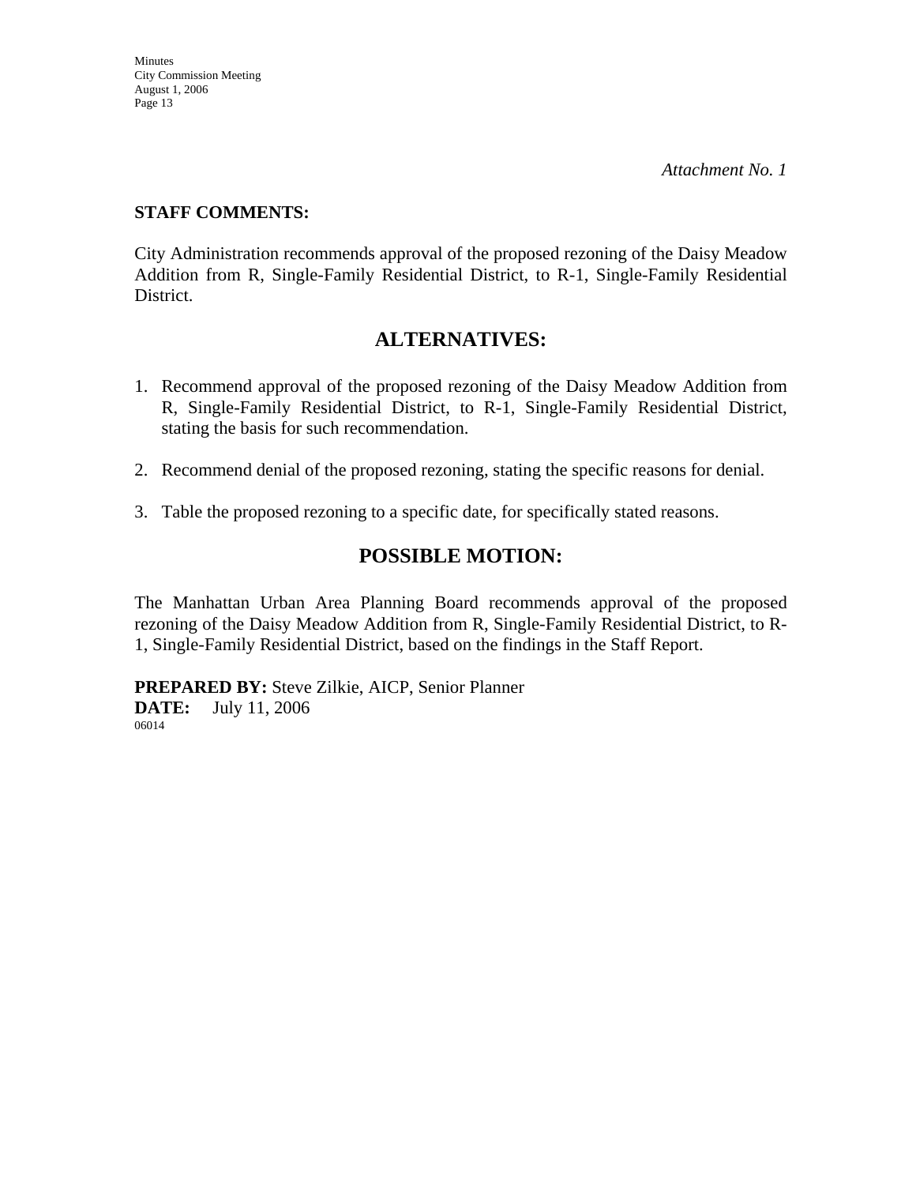*Attachment No. 1*

**STAFF COMMENTS:**

City Administration recommends approval of the proposed rezoning of the Daisy Meadow Addition from R, Single-Family Residential District, to R-1, Single-Family Residential District.

## ALTERNATIVES:

1. Recommend approval of the proposed rezoning of the Daisy Meadow Addition from R, Single-Family Residential District, to R-1, Single-Family Residential District, stating the basis for such recommendation.

2. Recommend denial of the proposed rezoning, stating the specific reasons for denial.

3. Table the proposed rezoning to a specific date, for specifically stated reasons.

## POSSIBLE MOTION:

The Manhattan Urban Area Planning Board recommends approval of the proposed rezoning of the Daisy Meadow Addition from R, Single-Family Residential District, to R-1, Single-Family Residential District, based on the findings in the Staff Report.

**PREPARED BY:** Steve Zilkie, AICP, Senior Planner
**DATE:** July 11, 2006
06014